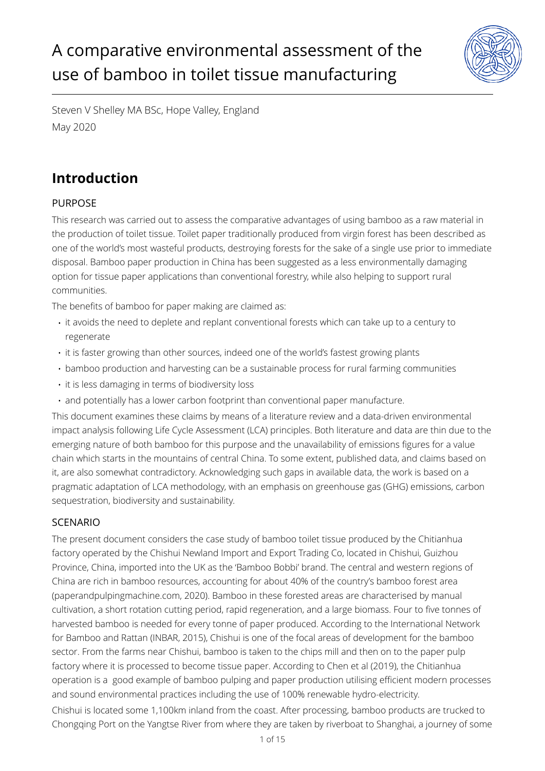# A comparative environmental assessment of the use of bamboo in toilet tissue manufacturing

Steven V Shelley MA BSc, Hope Valley, England
May 2020

## Introduction

### PURPOSE

This research was carried out to assess the comparative advantages of using bamboo as a raw material in the production of toilet tissue. Toilet paper traditionally produced from virgin forest has been described as one of the world's most wasteful products, destroying forests for the sake of a single use prior to immediate disposal. Bamboo paper production in China has been suggested as a less environmentally damaging option for tissue paper applications than conventional forestry, while also helping to support rural communities.

The benefits of bamboo for paper making are claimed as:

- it avoids the need to deplete and replant conventional forests which can take up to a century to regenerate
- it is faster growing than other sources, indeed one of the world's fastest growing plants
- bamboo production and harvesting can be a sustainable process for rural farming communities
- it is less damaging in terms of biodiversity loss
- and potentially has a lower carbon footprint than conventional paper manufacture.

This document examines these claims by means of a literature review and a data-driven environmental impact analysis following Life Cycle Assessment (LCA) principles. Both literature and data are thin due to the emerging nature of both bamboo for this purpose and the unavailability of emissions figures for a value chain which starts in the mountains of central China. To some extent, published data, and claims based on it, are also somewhat contradictory. Acknowledging such gaps in available data, the work is based on a pragmatic adaptation of LCA methodology, with an emphasis on greenhouse gas (GHG) emissions, carbon sequestration, biodiversity and sustainability.

### SCENARIO

The present document considers the case study of bamboo toilet tissue produced by the Chitianhua factory operated by the Chishui Newland Import and Export Trading Co, located in Chishui, Guizhou Province, China, imported into the UK as the 'Bamboo Bobbi' brand. The central and western regions of China are rich in bamboo resources, accounting for about 40% of the country's bamboo forest area (paperandpulpingmachine.com, 2020). Bamboo in these forested areas are characterised by manual cultivation, a short rotation cutting period, rapid regeneration, and a large biomass. Four to five tonnes of harvested bamboo is needed for every tonne of paper produced. According to the International Network for Bamboo and Rattan (INBAR, 2015), Chishui is one of the focal areas of development for the bamboo sector. From the farms near Chishui, bamboo is taken to the chips mill and then on to the paper pulp factory where it is processed to become tissue paper. According to Chen et al (2019), the Chitianhua operation is a good example of bamboo pulping and paper production utilising efficient modern processes and sound environmental practices including the use of 100% renewable hydro-electricity.

Chishui is located some 1,100km inland from the coast. After processing, bamboo products are trucked to Chongqing Port on the Yangtse River from where they are taken by riverboat to Shanghai, a journey of some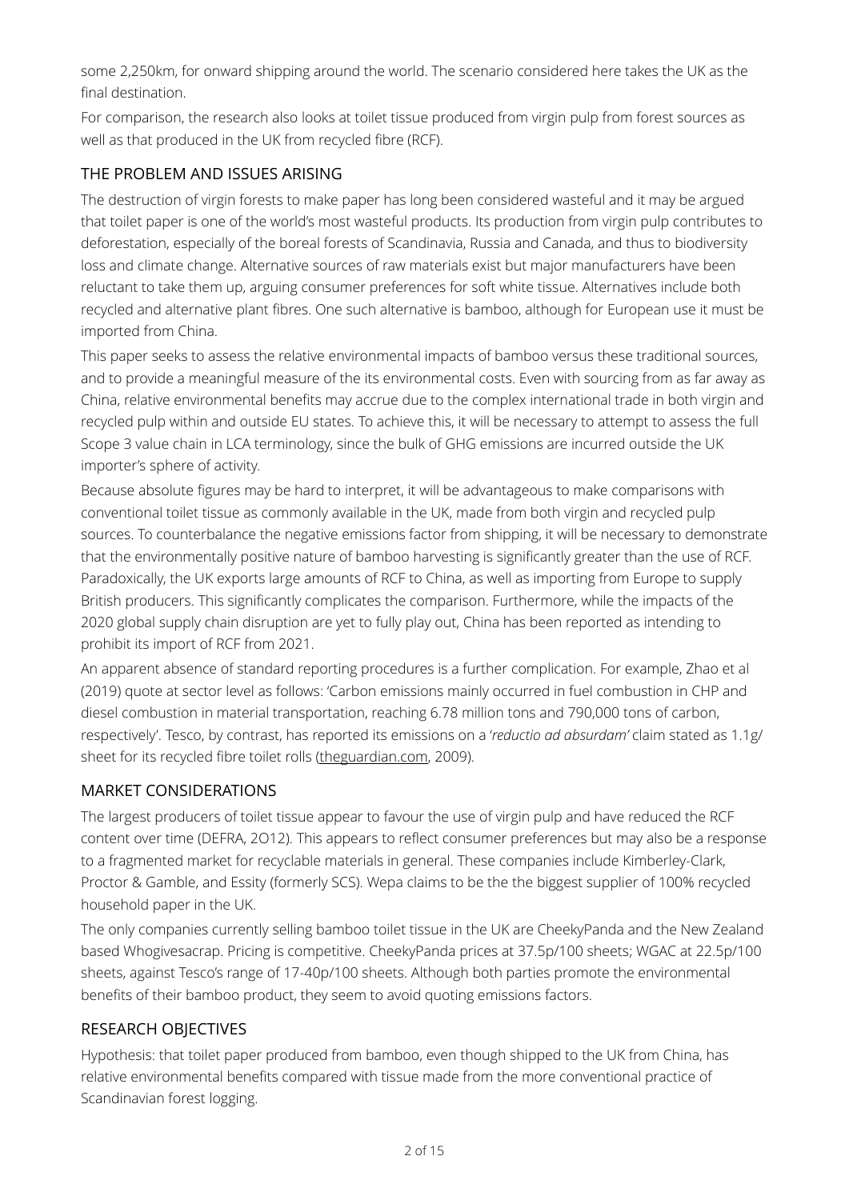some 2,250km, for onward shipping around the world. The scenario considered here takes the UK as the final destination.

For comparison, the research also looks at toilet tissue produced from virgin pulp from forest sources as well as that produced in the UK from recycled fibre (RCF).

## THE PROBLEM AND ISSUES ARISING

The destruction of virgin forests to make paper has long been considered wasteful and it may be argued that toilet paper is one of the world's most wasteful products. Its production from virgin pulp contributes to deforestation, especially of the boreal forests of Scandinavia, Russia and Canada, and thus to biodiversity loss and climate change. Alternative sources of raw materials exist but major manufacturers have been reluctant to take them up, arguing consumer preferences for soft white tissue. Alternatives include both recycled and alternative plant fibres. One such alternative is bamboo, although for European use it must be imported from China.

This paper seeks to assess the relative environmental impacts of bamboo versus these traditional sources, and to provide a meaningful measure of the its environmental costs. Even with sourcing from as far away as China, relative environmental benefits may accrue due to the complex international trade in both virgin and recycled pulp within and outside EU states. To achieve this, it will be necessary to attempt to assess the full Scope 3 value chain in LCA terminology, since the bulk of GHG emissions are incurred outside the UK importer's sphere of activity.

Because absolute figures may be hard to interpret, it will be advantageous to make comparisons with conventional toilet tissue as commonly available in the UK, made from both virgin and recycled pulp sources. To counterbalance the negative emissions factor from shipping, it will be necessary to demonstrate that the environmentally positive nature of bamboo harvesting is significantly greater than the use of RCF. Paradoxically, the UK exports large amounts of RCF to China, as well as importing from Europe to supply British producers. This significantly complicates the comparison. Furthermore, while the impacts of the 2020 global supply chain disruption are yet to fully play out, China has been reported as intending to prohibit its import of RCF from 2021.

An apparent absence of standard reporting procedures is a further complication. For example, Zhao et al (2019) quote at sector level as follows: 'Carbon emissions mainly occurred in fuel combustion in CHP and diesel combustion in material transportation, reaching 6.78 million tons and 790,000 tons of carbon, respectively'. Tesco, by contrast, has reported its emissions on a '*reductio ad absurdam'* claim stated as 1.1g/sheet for its recycled fibre toilet rolls (theguardian.com, 2009).

## MARKET CONSIDERATIONS

The largest producers of toilet tissue appear to favour the use of virgin pulp and have reduced the RCF content over time (DEFRA, 2O12). This appears to reflect consumer preferences but may also be a response to a fragmented market for recyclable materials in general. These companies include Kimberley-Clark, Proctor & Gamble, and Essity (formerly SCS). Wepa claims to be the the biggest supplier of 100% recycled household paper in the UK.

The only companies currently selling bamboo toilet tissue in the UK are CheekyPanda and the New Zealand based Whogivesacrap. Pricing is competitive. CheekyPanda prices at 37.5p/100 sheets; WGAC at 22.5p/100 sheets, against Tesco's range of 17-40p/100 sheets. Although both parties promote the environmental benefits of their bamboo product, they seem to avoid quoting emissions factors.

## RESEARCH OBJECTIVES

Hypothesis: that toilet paper produced from bamboo, even though shipped to the UK from China, has relative environmental benefits compared with tissue made from the more conventional practice of Scandinavian forest logging.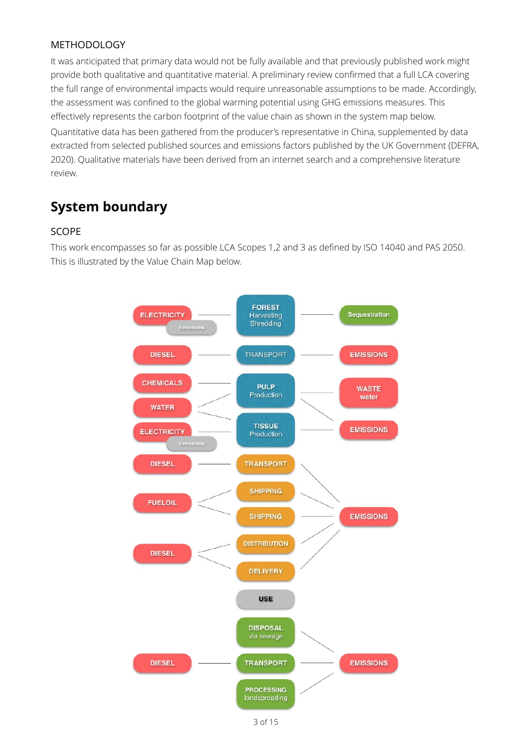METHODOLOGY

It was anticipated that primary data would not be fully available and that previously published work might provide both qualitative and quantitative material. A preliminary review confirmed that a full LCA covering the full range of environmental impacts would require unreasonable assumptions to be made. Accordingly, the assessment was confined to the global warming potential using GHG emissions measures. This effectively represents the carbon footprint of the value chain as shown in the system map below.

Quantitative data has been gathered from the producer's representative in China, supplemented by data extracted from selected published sources and emissions factors published by the UK Government (DEFRA, 2020). Qualitative materials have been derived from an internet search and a comprehensive literature review.

## System boundary

SCOPE

This work encompasses so far as possible LCA Scopes 1,2 and 3 as defined by ISO 14040 and PAS 2050. This is illustrated by the Value Chain Map below.

ELECTRICITY
Emissions

FOREST
Harvesting
Shredding

Sequestration

DIESEL

TRANSPORT

EMISSIONS

CHEMICALS

PULP
Production

WASTE
water

WATER

ELECTRICITY
Emissions

TISSUE
Production

EMISSIONS

DIESEL

TRANSPORT

SHIPPING

FUELOIL

SHIPPING

EMISSIONS

DISTRIBUTION

DIESEL

DELIVERY

USE

DISPOSAL
via sewage

DIESEL

TRANSPORT

EMISSIONS

PROCESSING
landspreading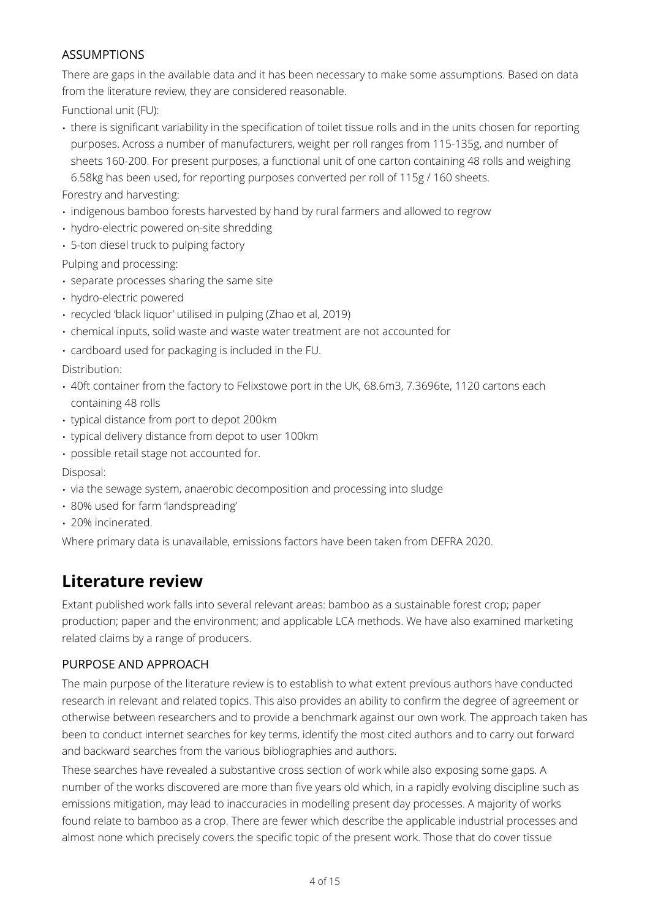### ASSUMPTIONS

There are gaps in the available data and it has been necessary to make some assumptions. Based on data from the literature review, they are considered reasonable.

Functional unit (FU):

- there is significant variability in the specification of toilet tissue rolls and in the units chosen for reporting purposes. Across a number of manufacturers, weight per roll ranges from 115-135g, and number of sheets 160-200. For present purposes, a functional unit of one carton containing 48 rolls and weighing 6.58kg has been used, for reporting purposes converted per roll of 115g / 160 sheets.

Forestry and harvesting:

- indigenous bamboo forests harvested by hand by rural farmers and allowed to regrow
- hydro-electric powered on-site shredding
- 5-ton diesel truck to pulping factory

Pulping and processing:

- separate processes sharing the same site
- hydro-electric powered
- recycled 'black liquor' utilised in pulping (Zhao et al, 2019)
- chemical inputs, solid waste and waste water treatment are not accounted for
- cardboard used for packaging is included in the FU.

Distribution:

- 40ft container from the factory to Felixstowe port in the UK, 68.6m3, 7.3696te, 1120 cartons each containing 48 rolls
- typical distance from port to depot 200km
- typical delivery distance from depot to user 100km
- possible retail stage not accounted for.

Disposal:

- via the sewage system, anaerobic decomposition and processing into sludge
- 80% used for farm 'landspreading'
- 20% incinerated.

Where primary data is unavailable, emissions factors have been taken from DEFRA 2020.

## Literature review

Extant published work falls into several relevant areas: bamboo as a sustainable forest crop; paper production; paper and the environment; and applicable LCA methods. We have also examined marketing related claims by a range of producers.

### PURPOSE AND APPROACH

The main purpose of the literature review is to establish to what extent previous authors have conducted research in relevant and related topics. This also provides an ability to confirm the degree of agreement or otherwise between researchers and to provide a benchmark against our own work. The approach taken has been to conduct internet searches for key terms, identify the most cited authors and to carry out forward and backward searches from the various bibliographies and authors.

These searches have revealed a substantive cross section of work while also exposing some gaps. A number of the works discovered are more than five years old which, in a rapidly evolving discipline such as emissions mitigation, may lead to inaccuracies in modelling present day processes. A majority of works found relate to bamboo as a crop. There are fewer which describe the applicable industrial processes and almost none which precisely covers the specific topic of the present work. Those that do cover tissue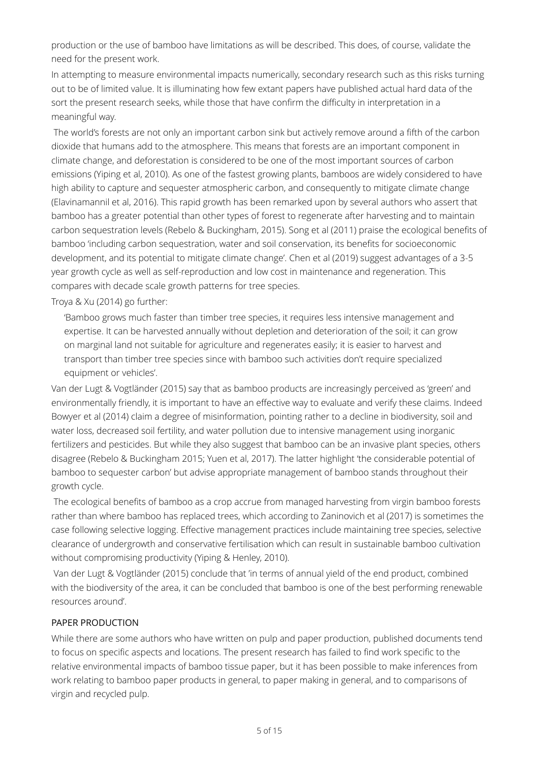production or the use of bamboo have limitations as will be described. This does, of course, validate the need for the present work.

In attempting to measure environmental impacts numerically, secondary research such as this risks turning out to be of limited value. It is illuminating how few extant papers have published actual hard data of the sort the present research seeks, while those that have confirm the difficulty in interpretation in a meaningful way.

The world's forests are not only an important carbon sink but actively remove around a fifth of the carbon dioxide that humans add to the atmosphere. This means that forests are an important component in climate change, and deforestation is considered to be one of the most important sources of carbon emissions (Yiping et al, 2010). As one of the fastest growing plants, bamboos are widely considered to have high ability to capture and sequester atmospheric carbon, and consequently to mitigate climate change (Elavinamannil et al, 2016). This rapid growth has been remarked upon by several authors who assert that bamboo has a greater potential than other types of forest to regenerate after harvesting and to maintain carbon sequestration levels (Rebelo & Buckingham, 2015). Song et al (2011) praise the ecological benefits of bamboo 'including carbon sequestration, water and soil conservation, its benefits for socioeconomic development, and its potential to mitigate climate change'. Chen et al (2019) suggest advantages of a 3-5 year growth cycle as well as self-reproduction and low cost in maintenance and regeneration. This compares with decade scale growth patterns for tree species.

Troya & Xu (2014) go further:

> 'Bamboo grows much faster than timber tree species, it requires less intensive management and expertise. It can be harvested annually without depletion and deterioration of the soil; it can grow on marginal land not suitable for agriculture and regenerates easily; it is easier to harvest and transport than timber tree species since with bamboo such activities don't require specialized equipment or vehicles'.

Van der Lugt & Vogtländer (2015) say that as bamboo products are increasingly perceived as 'green' and environmentally friendly, it is important to have an effective way to evaluate and verify these claims. Indeed Bowyer et al (2014) claim a degree of misinformation, pointing rather to a decline in biodiversity, soil and water loss, decreased soil fertility, and water pollution due to intensive management using inorganic fertilizers and pesticides. But while they also suggest that bamboo can be an invasive plant species, others disagree (Rebelo & Buckingham 2015; Yuen et al, 2017). The latter highlight 'the considerable potential of bamboo to sequester carbon' but advise appropriate management of bamboo stands throughout their growth cycle.

The ecological benefits of bamboo as a crop accrue from managed harvesting from virgin bamboo forests rather than where bamboo has replaced trees, which according to Zaninovich et al (2017) is sometimes the case following selective logging. Effective management practices include maintaining tree species, selective clearance of undergrowth and conservative fertilisation which can result in sustainable bamboo cultivation without compromising productivity (Yiping & Henley, 2010).

Van der Lugt & Vogtländer (2015) conclude that 'in terms of annual yield of the end product, combined with the biodiversity of the area, it can be concluded that bamboo is one of the best performing renewable resources around'.

## PAPER PRODUCTION

While there are some authors who have written on pulp and paper production, published documents tend to focus on specific aspects and locations. The present research has failed to find work specific to the relative environmental impacts of bamboo tissue paper, but it has been possible to make inferences from work relating to bamboo paper products in general, to paper making in general, and to comparisons of virgin and recycled pulp.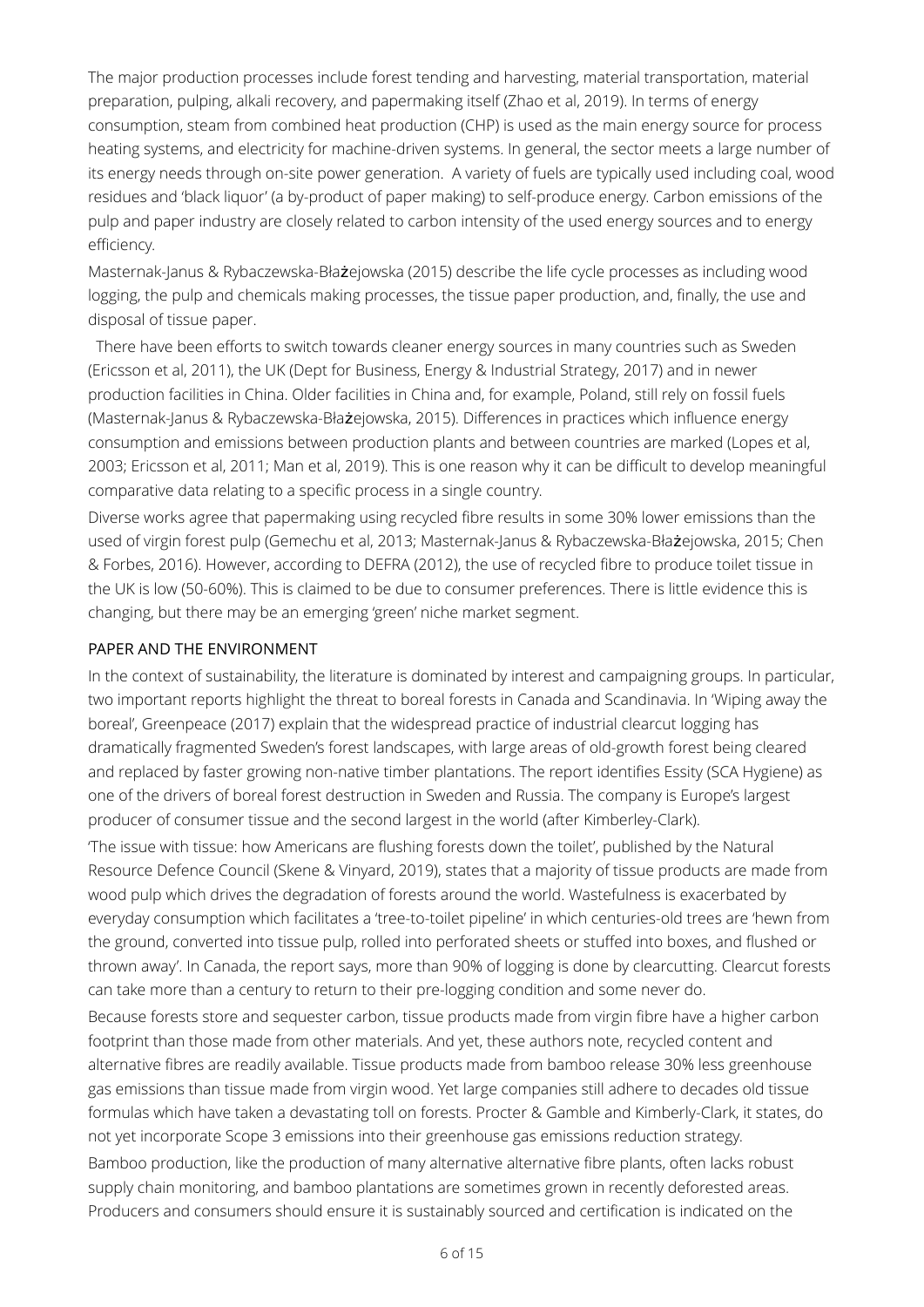The major production processes include forest tending and harvesting, material transportation, material preparation, pulping, alkali recovery, and papermaking itself (Zhao et al, 2019). In terms of energy consumption, steam from combined heat production (CHP) is used as the main energy source for process heating systems, and electricity for machine-driven systems. In general, the sector meets a large number of its energy needs through on-site power generation. A variety of fuels are typically used including coal, wood residues and 'black liquor' (a by-product of paper making) to self-produce energy. Carbon emissions of the pulp and paper industry are closely related to carbon intensity of the used energy sources and to energy efficiency.

Masternak-Janus & Rybaczewska-Błażejowska (2015) describe the life cycle processes as including wood logging, the pulp and chemicals making processes, the tissue paper production, and, finally, the use and disposal of tissue paper.

There have been efforts to switch towards cleaner energy sources in many countries such as Sweden (Ericsson et al, 2011), the UK (Dept for Business, Energy & Industrial Strategy, 2017) and in newer production facilities in China. Older facilities in China and, for example, Poland, still rely on fossil fuels (Masternak-Janus & Rybaczewska-Błażejowska, 2015). Differences in practices which influence energy consumption and emissions between production plants and between countries are marked (Lopes et al, 2003; Ericsson et al, 2011; Man et al, 2019). This is one reason why it can be difficult to develop meaningful comparative data relating to a specific process in a single country.

Diverse works agree that papermaking using recycled fibre results in some 30% lower emissions than the used of virgin forest pulp (Gemechu et al, 2013; Masternak-Janus & Rybaczewska-Błażejowska, 2015; Chen & Forbes, 2016). However, according to DEFRA (2012), the use of recycled fibre to produce toilet tissue in the UK is low (50-60%). This is claimed to be due to consumer preferences. There is little evidence this is changing, but there may be an emerging 'green' niche market segment.

## PAPER AND THE ENVIRONMENT

In the context of sustainability, the literature is dominated by interest and campaigning groups. In particular, two important reports highlight the threat to boreal forests in Canada and Scandinavia. In 'Wiping away the boreal', Greenpeace (2017) explain that the widespread practice of industrial clearcut logging has dramatically fragmented Sweden's forest landscapes, with large areas of old-growth forest being cleared and replaced by faster growing non-native timber plantations. The report identifies Essity (SCA Hygiene) as one of the drivers of boreal forest destruction in Sweden and Russia. The company is Europe's largest producer of consumer tissue and the second largest in the world (after Kimberley-Clark).

'The issue with tissue: how Americans are flushing forests down the toilet', published by the Natural Resource Defence Council (Skene & Vinyard, 2019), states that a majority of tissue products are made from wood pulp which drives the degradation of forests around the world. Wastefulness is exacerbated by everyday consumption which facilitates a 'tree-to-toilet pipeline' in which centuries-old trees are 'hewn from the ground, converted into tissue pulp, rolled into perforated sheets or stuffed into boxes, and flushed or thrown away'. In Canada, the report says, more than 90% of logging is done by clearcutting. Clearcut forests can take more than a century to return to their pre-logging condition and some never do.

Because forests store and sequester carbon, tissue products made from virgin fibre have a higher carbon footprint than those made from other materials. And yet, these authors note, recycled content and alternative fibres are readily available. Tissue products made from bamboo release 30% less greenhouse gas emissions than tissue made from virgin wood. Yet large companies still adhere to decades old tissue formulas which have taken a devastating toll on forests. Procter & Gamble and Kimberly-Clark, it states, do not yet incorporate Scope 3 emissions into their greenhouse gas emissions reduction strategy.

Bamboo production, like the production of many alternative alternative fibre plants, often lacks robust supply chain monitoring, and bamboo plantations are sometimes grown in recently deforested areas. Producers and consumers should ensure it is sustainably sourced and certification is indicated on the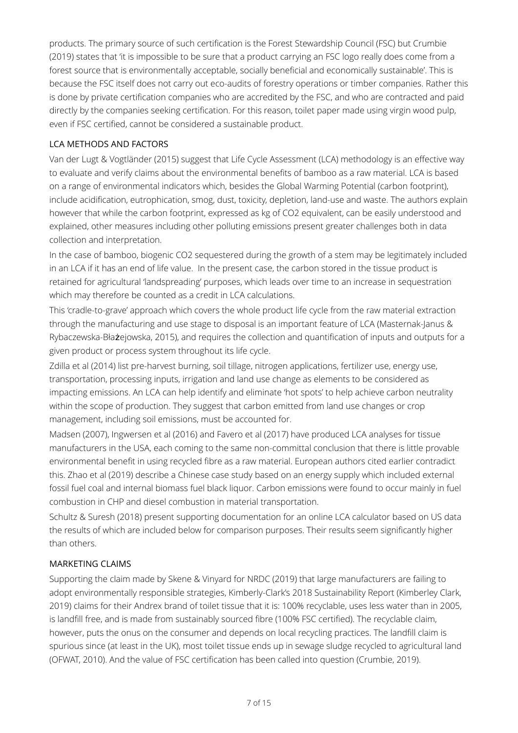products. The primary source of such certification is the Forest Stewardship Council (FSC) but Crumbie (2019) states that 'it is impossible to be sure that a product carrying an FSC logo really does come from a forest source that is environmentally acceptable, socially beneficial and economically sustainable'. This is because the FSC itself does not carry out eco-audits of forestry operations or timber companies. Rather this is done by private certification companies who are accredited by the FSC, and who are contracted and paid directly by the companies seeking certification. For this reason, toilet paper made using virgin wood pulp, even if FSC certified, cannot be considered a sustainable product.

## LCA METHODS AND FACTORS

Van der Lugt & Vogtländer (2015) suggest that Life Cycle Assessment (LCA) methodology is an effective way to evaluate and verify claims about the environmental benefits of bamboo as a raw material. LCA is based on a range of environmental indicators which, besides the Global Warming Potential (carbon footprint), include acidification, eutrophication, smog, dust, toxicity, depletion, land-use and waste. The authors explain however that while the carbon footprint, expressed as kg of $CO_2$ equivalent, can be easily understood and explained, other measures including other polluting emissions present greater challenges both in data collection and interpretation.

In the case of bamboo, biogenic $CO_2$ sequestered during the growth of a stem may be legitimately included in an LCA if it has an end of life value. In the present case, the carbon stored in the tissue product is retained for agricultural 'landspreading' purposes, which leads over time to an increase in sequestration which may therefore be counted as a credit in LCA calculations.

This 'cradle-to-grave' approach which covers the whole product life cycle from the raw material extraction through the manufacturing and use stage to disposal is an important feature of LCA (Masternak-Janus & Rybaczewska-Błażejowska, 2015), and requires the collection and quantification of inputs and outputs for a given product or process system throughout its life cycle.

Zdilla et al (2014) list pre-harvest burning, soil tillage, nitrogen applications, fertilizer use, energy use, transportation, processing inputs, irrigation and land use change as elements to be considered as impacting emissions. An LCA can help identify and eliminate 'hot spots' to help achieve carbon neutrality within the scope of production. They suggest that carbon emitted from land use changes or crop management, including soil emissions, must be accounted for.

Madsen (2007), Ingwersen et al (2016) and Favero et al (2017) have produced LCA analyses for tissue manufacturers in the USA, each coming to the same non-committal conclusion that there is little provable environmental benefit in using recycled fibre as a raw material. European authors cited earlier contradict this. Zhao et al (2019) describe a Chinese case study based on an energy supply which included external fossil fuel coal and internal biomass fuel black liquor. Carbon emissions were found to occur mainly in fuel combustion in CHP and diesel combustion in material transportation.

Schultz & Suresh (2018) present supporting documentation for an online LCA calculator based on US data the results of which are included below for comparison purposes. Their results seem significantly higher than others.

## MARKETING CLAIMS

Supporting the claim made by Skene & Vinyard for NRDC (2019) that large manufacturers are failing to adopt environmentally responsible strategies, Kimberly-Clark's 2018 Sustainability Report (Kimberley Clark, 2019) claims for their Andrex brand of toilet tissue that it is: 100% recyclable, uses less water than in 2005, is landfill free, and is made from sustainably sourced fibre (100% FSC certified). The recyclable claim, however, puts the onus on the consumer and depends on local recycling practices. The landfill claim is spurious since (at least in the UK), most toilet tissue ends up in sewage sludge recycled to agricultural land (OFWAT, 2010). And the value of FSC certification has been called into question (Crumbie, 2019).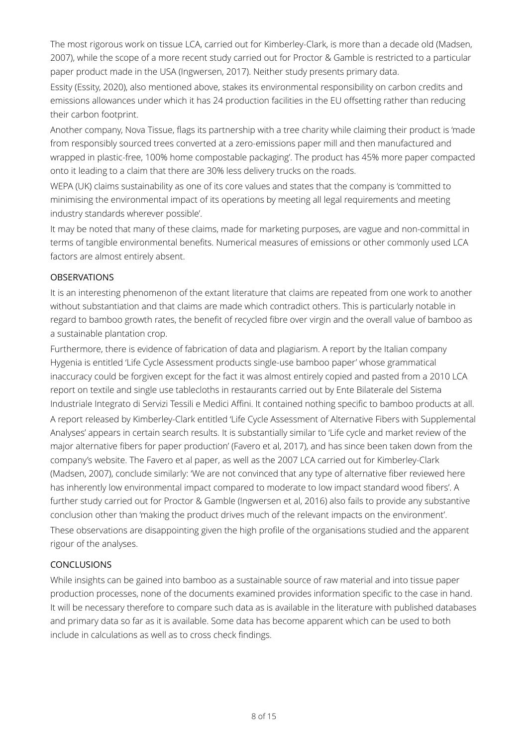The most rigorous work on tissue LCA, carried out for Kimberley-Clark, is more than a decade old (Madsen, 2007), while the scope of a more recent study carried out for Proctor & Gamble is restricted to a particular paper product made in the USA (Ingwersen, 2017). Neither study presents primary data.

Essity (Essity, 2020), also mentioned above, stakes its environmental responsibility on carbon credits and emissions allowances under which it has 24 production facilities in the EU offsetting rather than reducing their carbon footprint.

Another company, Nova Tissue, flags its partnership with a tree charity while claiming their product is 'made from responsibly sourced trees converted at a zero-emissions paper mill and then manufactured and wrapped in plastic-free, 100% home compostable packaging'. The product has 45% more paper compacted onto it leading to a claim that there are 30% less delivery trucks on the roads.

WEPA (UK) claims sustainability as one of its core values and states that the company is 'committed to minimising the environmental impact of its operations by meeting all legal requirements and meeting industry standards wherever possible'.

It may be noted that many of these claims, made for marketing purposes, are vague and non-committal in terms of tangible environmental benefits. Numerical measures of emissions or other commonly used LCA factors are almost entirely absent.

## OBSERVATIONS

It is an interesting phenomenon of the extant literature that claims are repeated from one work to another without substantiation and that claims are made which contradict others. This is particularly notable in regard to bamboo growth rates, the benefit of recycled fibre over virgin and the overall value of bamboo as a sustainable plantation crop.

Furthermore, there is evidence of fabrication of data and plagiarism. A report by the Italian company Hygenia is entitled 'Life Cycle Assessment products single-use bamboo paper' whose grammatical inaccuracy could be forgiven except for the fact it was almost entirely copied and pasted from a 2010 LCA report on textile and single use tablecloths in restaurants carried out by Ente Bilaterale del Sistema Industriale Integrato di Servizi Tessili e Medici Affini. It contained nothing specific to bamboo products at all.

A report released by Kimberley-Clark entitled 'Life Cycle Assessment of Alternative Fibers with Supplemental Analyses' appears in certain search results. It is substantially similar to 'Life cycle and market review of the major alternative fibers for paper production' (Favero et al, 2017), and has since been taken down from the company's website. The Favero et al paper, as well as the 2007 LCA carried out for Kimberley-Clark (Madsen, 2007), conclude similarly: 'We are not convinced that any type of alternative fiber reviewed here has inherently low environmental impact compared to moderate to low impact standard wood fibers'. A further study carried out for Proctor & Gamble (Ingwersen et al, 2016) also fails to provide any substantive conclusion other than 'making the product drives much of the relevant impacts on the environment'.

These observations are disappointing given the high profile of the organisations studied and the apparent rigour of the analyses.

## CONCLUSIONS

While insights can be gained into bamboo as a sustainable source of raw material and into tissue paper production processes, none of the documents examined provides information specific to the case in hand. It will be necessary therefore to compare such data as is available in the literature with published databases and primary data so far as it is available. Some data has become apparent which can be used to both include in calculations as well as to cross check findings.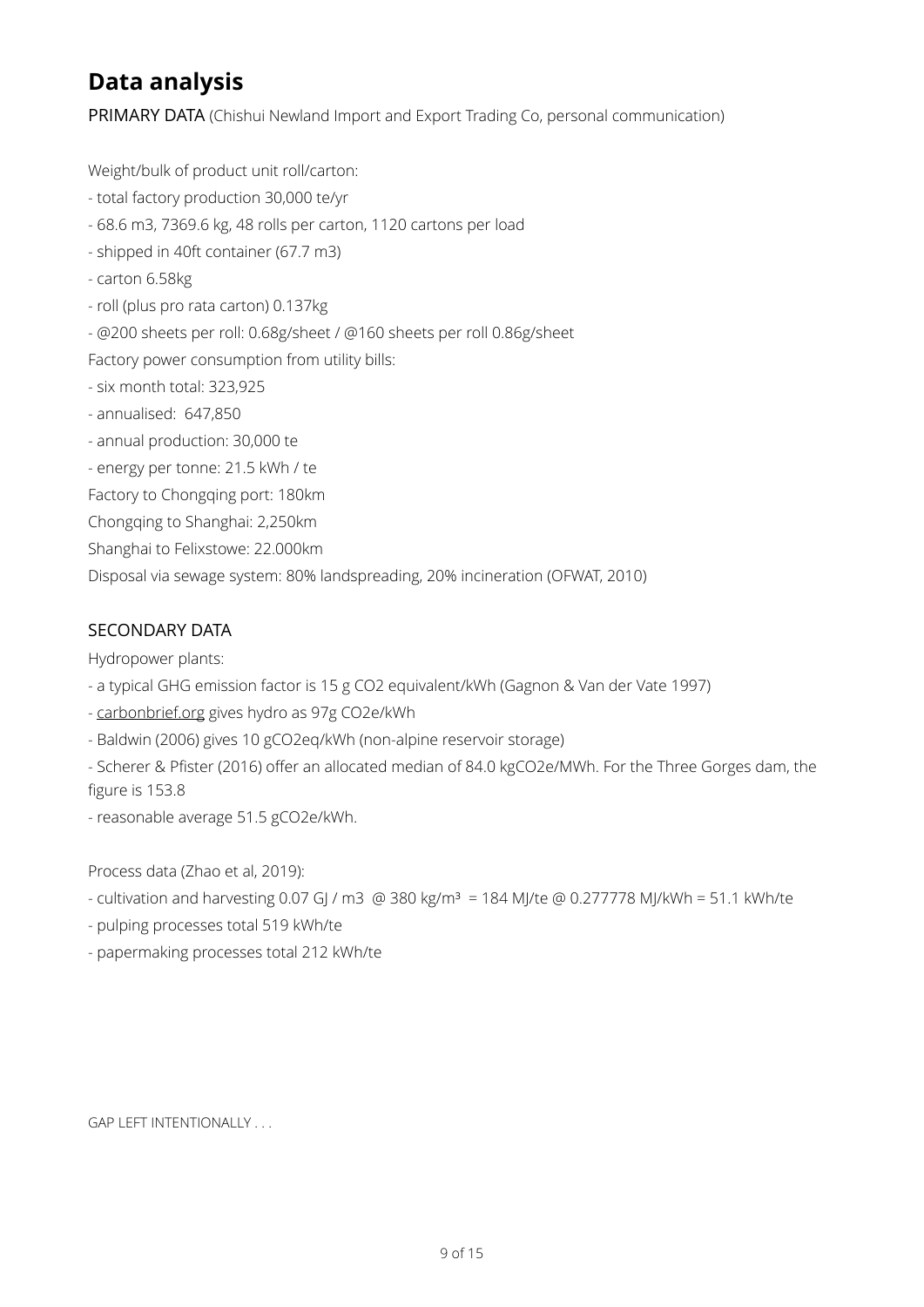# Data analysis

PRIMARY DATA (Chishui Newland Import and Export Trading Co, personal communication)

Weight/bulk of product unit roll/carton:

- total factory production 30,000 te/yr
- 68.6 m3, 7369.6 kg, 48 rolls per carton, 1120 cartons per load
- shipped in 40ft container (67.7 m3)
- carton 6.58kg
- roll (plus pro rata carton) 0.137kg
- @200 sheets per roll: 0.68g/sheet / @160 sheets per roll 0.86g/sheet

Factory power consumption from utility bills:

- six month total: 323,925
- annualised: 647,850
- annual production: 30,000 te
- energy per tonne: 21.5 kWh / te

Factory to Chongqing port: 180km

Chongqing to Shanghai: 2,250km

Shanghai to Felixstowe: 22.000km

Disposal via sewage system: 80% landspreading, 20% incineration (OFWAT, 2010)

SECONDARY DATA

Hydropower plants:

- a typical GHG emission factor is 15 g CO2 equivalent/kWh (Gagnon & Van der Vate 1997)
- carbonbrief.org gives hydro as 97g CO2e/kWh
- Baldwin (2006) gives 10 gCO2eq/kWh (non-alpine reservoir storage)
- Scherer & Pfister (2016) offer an allocated median of 84.0 kgCO2e/MWh. For the Three Gorges dam, the figure is 153.8
- reasonable average 51.5 gCO2e/kWh.

Process data (Zhao et al, 2019):

- cultivation and harvesting 0.07 GJ / m3 @ 380 kg/m³ = 184 MJ/te @ 0.277778 MJ/kWh = 51.1 kWh/te
- pulping processes total 519 kWh/te
- papermaking processes total 212 kWh/te

GAP LEFT INTENTIONALLY . . .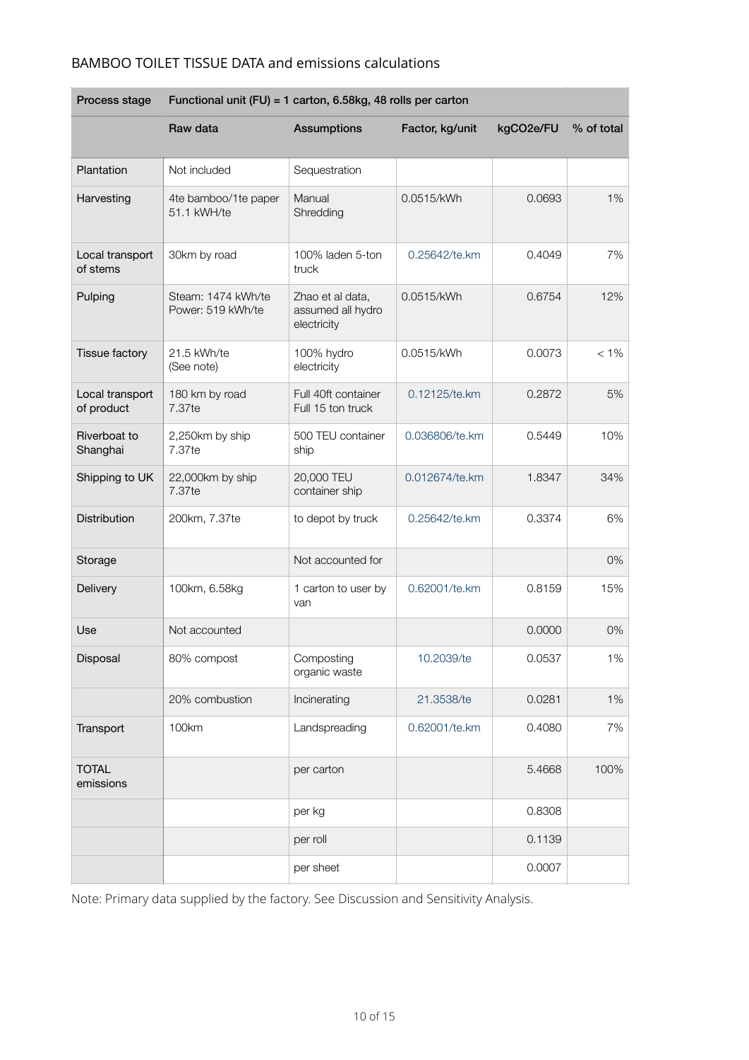BAMBOO TOILET TISSUE DATA and emissions calculations

| Process stage | Functional unit (FU) = 1 carton, 6.58kg, 48 rolls per carton | | | | |
|---|---|---|---|---|---|
| | Raw data | Assumptions | Factor, kg/unit | kgCO2e/FU | % of total |
| Plantation | Not included | Sequestration | | | |
| Harvesting | 4te bamboo/1te paper 51.1 kWH/te | Manual Shredding | 0.0515/kWh | 0.0693 | 1% |
| Local transport of stems | 30km by road | 100% laden 5-ton truck | 0.25642/te.km | 0.4049 | 7% |
| Pulping | Steam: 1474 kWh/te Power: 519 kWh/te | Zhao et al data, assumed all hydro electricity | 0.0515/kWh | 0.6754 | 12% |
| Tissue factory | 21.5 kWh/te (See note) | 100% hydro electricity | 0.0515/kWh | 0.0073 | < 1% |
| Local transport of product | 180 km by road 7.37te | Full 40ft container Full 15 ton truck | 0.12125/te.km | 0.2872 | 5% |
| Riverboat to Shanghai | 2,250km by ship 7.37te | 500 TEU container ship | 0.036806/te.km | 0.5449 | 10% |
| Shipping to UK | 22,000km by ship 7.37te | 20,000 TEU container ship | 0.012674/te.km | 1.8347 | 34% |
| Distribution | 200km, 7.37te | to depot by truck | 0.25642/te.km | 0.3374 | 6% |
| Storage | | Not accounted for | | | 0% |
| Delivery | 100km, 6.58kg | 1 carton to user by van | 0.62001/te.km | 0.8159 | 15% |
| Use | Not accounted | | | 0.0000 | 0% |
| Disposal | 80% compost | Composting organic waste | 10.2039/te | 0.0537 | 1% |
| | 20% combustion | Incinerating | 21.3538/te | 0.0281 | 1% |
| Transport | 100km | Landspreading | 0.62001/te.km | 0.4080 | 7% |
| TOTAL emissions | | per carton | | 5.4668 | 100% |
| | | per kg | | 0.8308 | |
| | | per roll | | 0.1139 | |
| | | per sheet | | 0.0007 | |

Note: Primary data supplied by the factory. See Discussion and Sensitivity Analysis.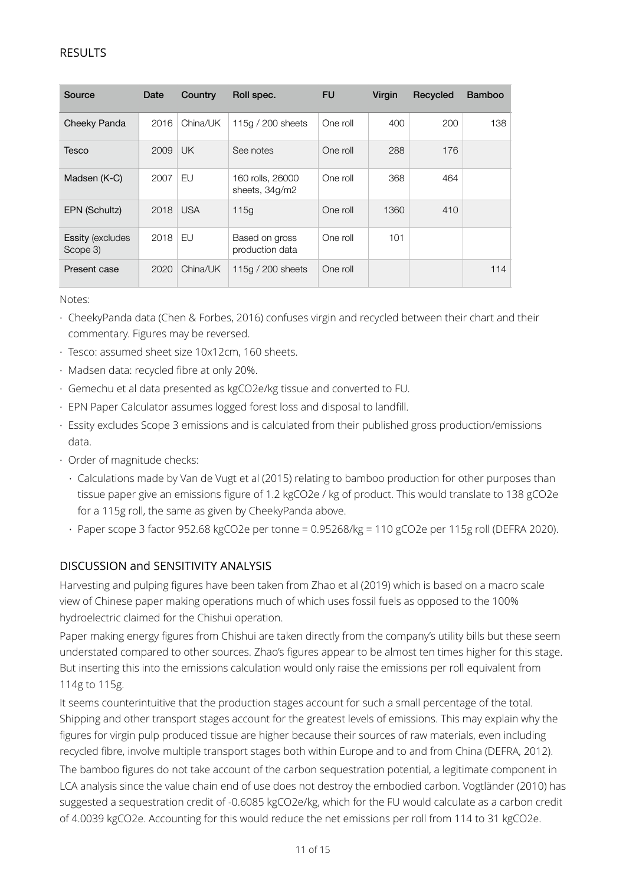## RESULTS

| Source | Date | Country | Roll spec. | FU | Virgin | Recycled | Bamboo |
|---|---|---|---|---|---|---|---|
| Cheeky Panda | 2016 | China/UK | 115g / 200 sheets | One roll | 400 | 200 | 138 |
| Tesco | 2009 | UK | See notes | One roll | 288 | 176 | |
| Madsen (K-C) | 2007 | EU | 160 rolls, 26000 sheets, 34g/m2 | One roll | 368 | 464 | |
| EPN (Schultz) | 2018 | USA | 115g | One roll | 1360 | 410 | |
| Essity (excludes Scope 3) | 2018 | EU | Based on gross production data | One roll | 101 | | |
| Present case | 2020 | China/UK | 115g / 200 sheets | One roll | | | 114 |

Notes:

- CheekyPanda data (Chen & Forbes, 2016) confuses virgin and recycled between their chart and their commentary. Figures may be reversed.
- Tesco: assumed sheet size 10x12cm, 160 sheets.
- Madsen data: recycled fibre at only 20%.
- Gemechu et al data presented as kgCO2e/kg tissue and converted to FU.
- EPN Paper Calculator assumes logged forest loss and disposal to landfill.
- Essity excludes Scope 3 emissions and is calculated from their published gross production/emissions data.
- Order of magnitude checks:
  - Calculations made by Van de Vugt et al (2015) relating to bamboo production for other purposes than tissue paper give an emissions figure of 1.2 kgCO2e / kg of product. This would translate to 138 gCO2e for a 115g roll, the same as given by CheekyPanda above.
  - Paper scope 3 factor 952.68 kgCO2e per tonne = 0.95268/kg = 110 gCO2e per 115g roll (DEFRA 2020).

## DISCUSSION and SENSITIVITY ANALYSIS

Harvesting and pulping figures have been taken from Zhao et al (2019) which is based on a macro scale view of Chinese paper making operations much of which uses fossil fuels as opposed to the 100% hydroelectric claimed for the Chishui operation.

Paper making energy figures from Chishui are taken directly from the company's utility bills but these seem understated compared to other sources. Zhao's figures appear to be almost ten times higher for this stage. But inserting this into the emissions calculation would only raise the emissions per roll equivalent from 114g to 115g.

It seems counterintuitive that the production stages account for such a small percentage of the total. Shipping and other transport stages account for the greatest levels of emissions. This may explain why the figures for virgin pulp produced tissue are higher because their sources of raw materials, even including recycled fibre, involve multiple transport stages both within Europe and to and from China (DEFRA, 2012).

The bamboo figures do not take account of the carbon sequestration potential, a legitimate component in LCA analysis since the value chain end of use does not destroy the embodied carbon. Vogtländer (2010) has suggested a sequestration credit of -0.6085 kgCO2e/kg, which for the FU would calculate as a carbon credit of 4.0039 kgCO2e. Accounting for this would reduce the net emissions per roll from 114 to 31 kgCO2e.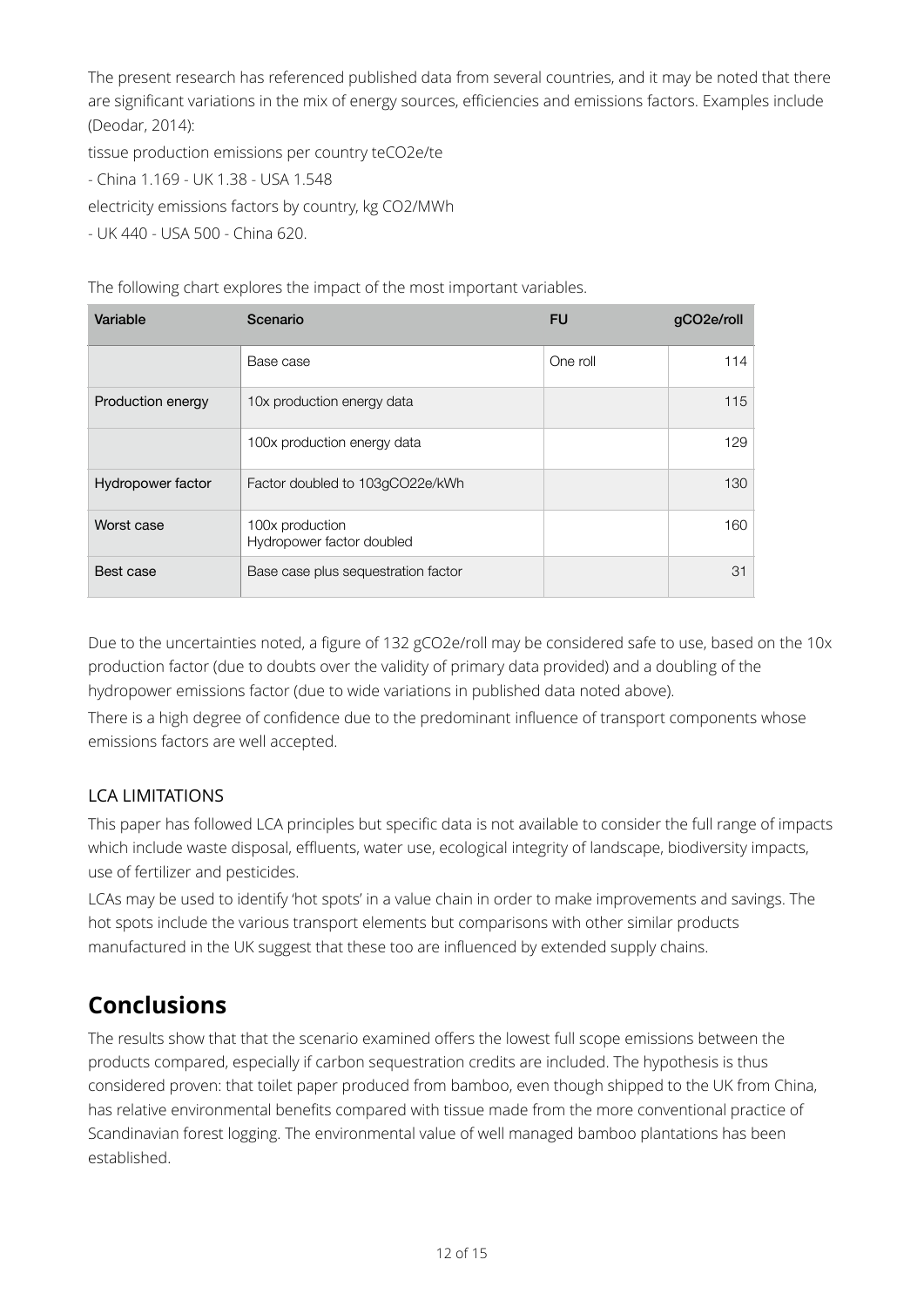The present research has referenced published data from several countries, and it may be noted that there are significant variations in the mix of energy sources, efficiencies and emissions factors. Examples include (Deodar, 2014):

tissue production emissions per country teCO2e/te

- China 1.169 - UK 1.38 - USA 1.548

electricity emissions factors by country, kg CO2/MWh

- UK 440 - USA 500 - China 620.

The following chart explores the impact of the most important variables.

| Variable | Scenario | FU | gCO2e/roll |
|---|---|---|---|
| | Base case | One roll | 114 |
| Production energy | 10x production energy data | | 115 |
| | 100x production energy data | | 129 |
| Hydropower factor | Factor doubled to 103gCO22e/kWh | | 130 |
| Worst case | 100x production<br>Hydropower factor doubled | | 160 |
| Best case | Base case plus sequestration factor | | 31 |

Due to the uncertainties noted, a figure of 132 gCO2e/roll may be considered safe to use, based on the 10x production factor (due to doubts over the validity of primary data provided) and a doubling of the hydropower emissions factor (due to wide variations in published data noted above).

There is a high degree of confidence due to the predominant influence of transport components whose emissions factors are well accepted.

### LCA LIMITATIONS

This paper has followed LCA principles but specific data is not available to consider the full range of impacts which include waste disposal, effluents, water use, ecological integrity of landscape, biodiversity impacts, use of fertilizer and pesticides.

LCAs may be used to identify 'hot spots' in a value chain in order to make improvements and savings. The hot spots include the various transport elements but comparisons with other similar products manufactured in the UK suggest that these too are influenced by extended supply chains.

## Conclusions

The results show that that the scenario examined offers the lowest full scope emissions between the products compared, especially if carbon sequestration credits are included. The hypothesis is thus considered proven: that toilet paper produced from bamboo, even though shipped to the UK from China, has relative environmental benefits compared with tissue made from the more conventional practice of Scandinavian forest logging. The environmental value of well managed bamboo plantations has been established.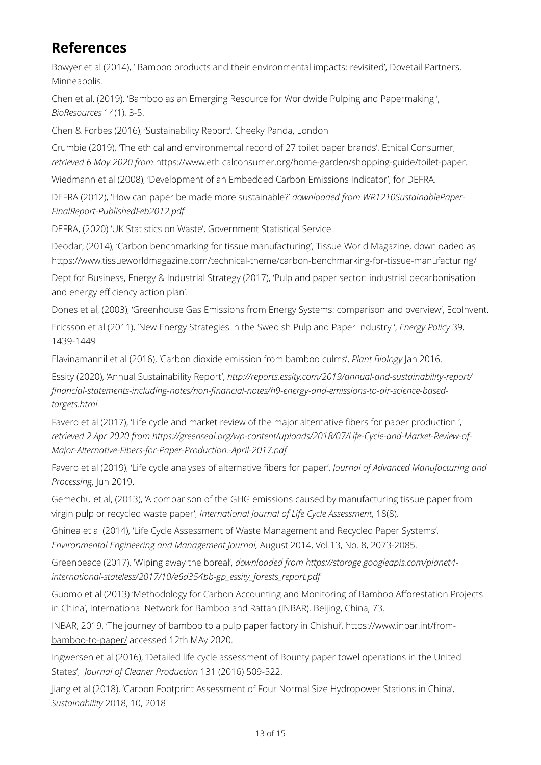## References

Bowyer et al (2014), ' Bamboo products and their environmental impacts: revisited', Dovetail Partners, Minneapolis.

Chen et al. (2019). 'Bamboo as an Emerging Resource for Worldwide Pulping and Papermaking ', *BioResources* 14(1), 3-5.

Chen & Forbes (2016), 'Sustainability Report', Cheeky Panda, London

Crumbie (2019), 'The ethical and environmental record of 27 toilet paper brands', Ethical Consumer, *retrieved 6 May 2020 from* https://www.ethicalconsumer.org/home-garden/shopping-guide/toilet-paper.

Wiedmann et al (2008), 'Development of an Embedded Carbon Emissions Indicator', for DEFRA.

DEFRA (2012), 'How can paper be made more sustainable?' *downloaded from WR1210SustainablePaper-FinalReport-PublishedFeb2012.pdf*

DEFRA, (2020) 'UK Statistics on Waste', Government Statistical Service.

Deodar, (2014), 'Carbon benchmarking for tissue manufacturing', Tissue World Magazine, downloaded as https://www.tissueworldmagazine.com/technical-theme/carbon-benchmarking-for-tissue-manufacturing/

Dept for Business, Energy & Industrial Strategy (2017), 'Pulp and paper sector: industrial decarbonisation and energy efficiency action plan'.

Dones et al, (2003), 'Greenhouse Gas Emissions from Energy Systems: comparison and overview', EcoInvent.

Ericsson et al (2011), 'New Energy Strategies in the Swedish Pulp and Paper Industry ', *Energy Policy* 39, 1439-1449

Elavinamannil et al (2016), 'Carbon dioxide emission from bamboo culms', *Plant Biology* Jan 2016.

Essity (2020), 'Annual Sustainability Report', *http://reports.essity.com/2019/annual-and-sustainability-report/financial-statements-including-notes/non-financial-notes/h9-energy-and-emissions-to-air-science-based-targets.html*

Favero et al (2017), 'Life cycle and market review of the major alternative fibers for paper production ', *retrieved 2 Apr 2020 from https://greenseal.org/wp-content/uploads/2018/07/Life-Cycle-and-Market-Review-of-Major-Alternative-Fibers-for-Paper-Production.-April-2017.pdf*

Favero et al (2019), 'Life cycle analyses of alternative fibers for paper', *Journal of Advanced Manufacturing and Processing,* Jun 2019.

Gemechu et al, (2013), 'A comparison of the GHG emissions caused by manufacturing tissue paper from virgin pulp or recycled waste paper', *International Journal of Life Cycle Assessment*, 18(8).

Ghinea et al (2014), 'Life Cycle Assessment of Waste Management and Recycled Paper Systems', *Environmental Engineering and Management Journal,* August 2014, Vol.13, No. 8, 2073-2085.

Greenpeace (2017), 'Wiping away the boreal', *downloaded from https://storage.googleapis.com/planet4-international-stateless/2017/10/e6d354bb-gp_essity_forests_report.pdf*

Guomo et al (2013) 'Methodology for Carbon Accounting and Monitoring of Bamboo Afforestation Projects in China', International Network for Bamboo and Rattan (INBAR). Beijing, China, 73.

INBAR, 2019, 'The journey of bamboo to a pulp paper factory in Chishui', https://www.inbar.int/from-bamboo-to-paper/ accessed 12th MAy 2020.

Ingwersen et al (2016), 'Detailed life cycle assessment of Bounty paper towel operations in the United States', *Journal of Cleaner Production* 131 (2016) 509-522.

Jiang et al (2018), 'Carbon Footprint Assessment of Four Normal Size Hydropower Stations in China', *Sustainability* 2018, 10, 2018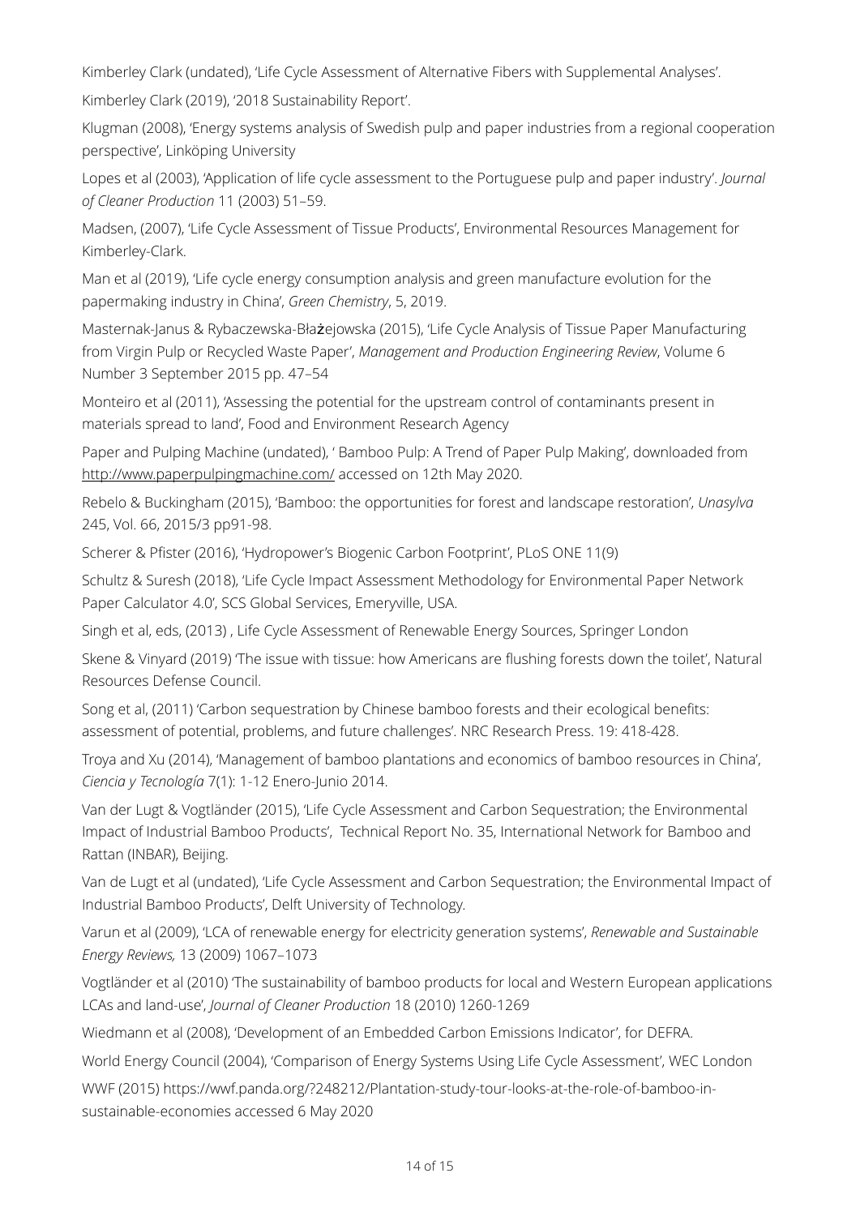Kimberley Clark (undated), 'Life Cycle Assessment of Alternative Fibers with Supplemental Analyses'.

Kimberley Clark (2019), '2018 Sustainability Report'.

Klugman (2008), 'Energy systems analysis of Swedish pulp and paper industries from a regional cooperation perspective', Linköping University

Lopes et al (2003), 'Application of life cycle assessment to the Portuguese pulp and paper industry'. *Journal of Cleaner Production* 11 (2003) 51–59.

Madsen, (2007), 'Life Cycle Assessment of Tissue Products', Environmental Resources Management for Kimberley-Clark.

Man et al (2019), 'Life cycle energy consumption analysis and green manufacture evolution for the papermaking industry in China', *Green Chemistry*, 5, 2019.

Masternak-Janus & Rybaczewska-Błażejowska (2015), 'Life Cycle Analysis of Tissue Paper Manufacturing from Virgin Pulp or Recycled Waste Paper', *Management and Production Engineering Review*, Volume 6 Number 3 September 2015 pp. 47–54

Monteiro et al (2011), 'Assessing the potential for the upstream control of contaminants present in materials spread to land', Food and Environment Research Agency

Paper and Pulping Machine (undated), ' Bamboo Pulp: A Trend of Paper Pulp Making', downloaded from http://www.paperpulpingmachine.com/ accessed on 12th May 2020.

Rebelo & Buckingham (2015), 'Bamboo: the opportunities for forest and landscape restoration', *Unasylva* 245, Vol. 66, 2015/3 pp91-98.

Scherer & Pfister (2016), 'Hydropower's Biogenic Carbon Footprint', PLoS ONE 11(9)

Schultz & Suresh (2018), 'Life Cycle Impact Assessment Methodology for Environmental Paper Network Paper Calculator 4.0', SCS Global Services, Emeryville, USA.

Singh et al, eds, (2013) , Life Cycle Assessment of Renewable Energy Sources, Springer London

Skene & Vinyard (2019) 'The issue with tissue: how Americans are flushing forests down the toilet', Natural Resources Defense Council.

Song et al, (2011) 'Carbon sequestration by Chinese bamboo forests and their ecological benefits: assessment of potential, problems, and future challenges'. NRC Research Press. 19: 418-428.

Troya and Xu (2014), 'Management of bamboo plantations and economics of bamboo resources in China', *Ciencia y Tecnología* 7(1): 1-12 Enero-Junio 2014.

Van der Lugt & Vogtländer (2015), 'Life Cycle Assessment and Carbon Sequestration; the Environmental Impact of Industrial Bamboo Products', Technical Report No. 35, International Network for Bamboo and Rattan (INBAR), Beijing.

Van de Lugt et al (undated), 'Life Cycle Assessment and Carbon Sequestration; the Environmental Impact of Industrial Bamboo Products', Delft University of Technology.

Varun et al (2009), 'LCA of renewable energy for electricity generation systems', *Renewable and Sustainable Energy Reviews,* 13 (2009) 1067–1073

Vogtländer et al (2010) 'The sustainability of bamboo products for local and Western European applications LCAs and land-use', *Journal of Cleaner Production* 18 (2010) 1260-1269

Wiedmann et al (2008), 'Development of an Embedded Carbon Emissions Indicator', for DEFRA.

World Energy Council (2004), 'Comparison of Energy Systems Using Life Cycle Assessment', WEC London

WWF (2015) https://wwf.panda.org/?248212/Plantation-study-tour-looks-at-the-role-of-bamboo-in-sustainable-economies accessed 6 May 2020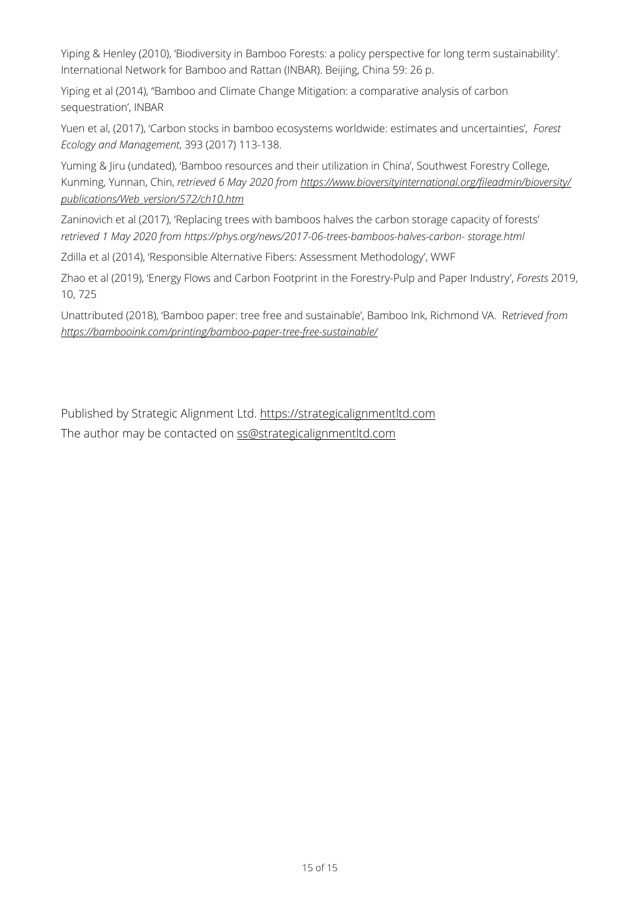Yiping & Henley (2010), 'Biodiversity in Bamboo Forests: a policy perspective for long term sustainability'. International Network for Bamboo and Rattan (INBAR). Beijing, China 59: 26 p.

Yiping et al (2014), "Bamboo and Climate Change Mitigation: a comparative analysis of carbon sequestration', INBAR

Yuen et al, (2017), 'Carbon stocks in bamboo ecosystems worldwide: estimates and uncertainties', *Forest Ecology and Management*, 393 (2017) 113-138.

Yuming & Jiru (undated), 'Bamboo resources and their utilization in China', Southwest Forestry College, Kunming, Yunnan, Chin, *retrieved 6 May 2020 from https://www.bioversityinternational.org/fileadmin/bioversity/publications/Web_version/572/ch10.htm*

Zaninovich et al (2017), 'Replacing trees with bamboos halves the carbon storage capacity of forests' *retrieved 1 May 2020 from https://phys.org/news/2017-06-trees-bamboos-halves-carbon- storage.html*

Zdilla et al (2014), 'Responsible Alternative Fibers: Assessment Methodology', WWF

Zhao et al (2019), 'Energy Flows and Carbon Footprint in the Forestry-Pulp and Paper Industry', *Forests* 2019, 10, 725

Unattributed (2018), 'Bamboo paper: tree free and sustainable', Bamboo Ink, Richmond VA. R*etrieved from https://bambooink.com/printing/bamboo-paper-tree-free-sustainable/*

Published by Strategic Alignment Ltd. https://strategicalignmentltd.com

The author may be contacted on ss@strategicalignmentltd.com